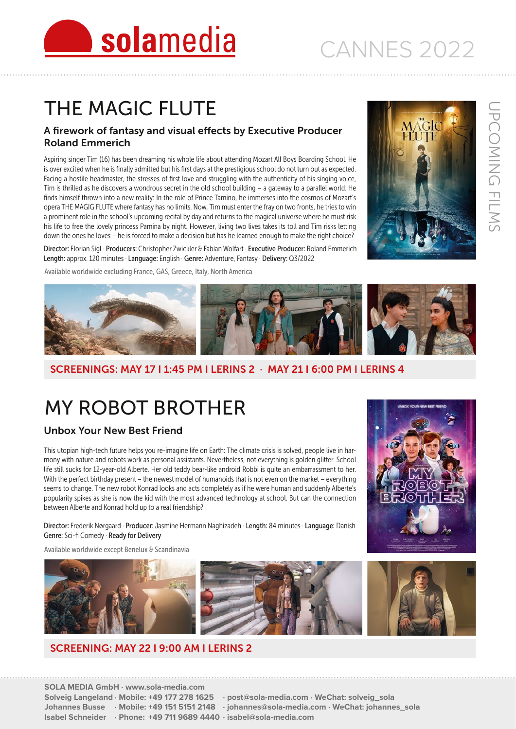# solamedia

CANNES 2022

UPCOMING FILMS

## THE MAGIC FLUTE

### A firework of fantasy and visual effects by Executive Producer Roland Emmerich

Aspiring singer Tim (16) has been dreaming his whole life about attending Mozart All Boys Boarding School. He is over excited when he is finally admitted but his first days at the prestigious school do not turn out as expected. Facing a hostile headmaster, the stresses of first love and struggling with the authenticity of his singing voice, Tim is thrilled as he discovers a wondrous secret in the old school building – a gateway to a parallel world. He finds himself thrown into a new reality: In the role of Prince Tamino, he immerses into the cosmos of Mozart's opera THE MAGIG FLUTE where fantasy has no limits. Now, Tim must enter the fray on two fronts, he tries to win a prominent role in the school's upcoming recital by day and returns to the magical universe where he must risk his life to free the lovely princess Pamina by night. However, living two lives takes its toll and Tim risks letting down the ones he loves – he is forced to make a decision but has he learned enough to make the right choice?

**Director:** Florian Sigl · **Producers:** Christopher Zwickler & Fabian Wolfart · **Executive Producer:** Roland Emmerich
**Length:** approx. 120 minutes · **Language:** English · **Genre:** Adventure, Fantasy · **Delivery:** Q3/2022

Available worldwide excluding France, GAS, Greece, Italy, North America

**SCREENINGS: MAY 17 I 1:45 PM I LERINS 2 · MAY 21 I 6:00 PM I LERINS 4**

## MY ROBOT BROTHER

### Unbox Your New Best Friend

This utopian high-tech thriller helps you re-imagine life on Earth: The climate crisis is solved, people live in harmony with nature and robots work as personal assistants. Nevertheless, not everything is golden glitter. School life still sucks for 12-year-old Alberte. Her old teddy bear-like android Robbi is quite an embarrassment to her. With the perfect birthday present – the newest model of humanoids that is not even on the market – everything seems to change. The new robot Konrad looks and acts completely as if he were human and suddenly Alberte's popularity spikes as she is now the kid with the most advanced technology at school. But can the connection between Alberte and Konrad hold up to a real friendship?

**Director:** Frederik Nørgaard · **Producer:** Jasmine Hermann Naghizadeh · **Length:** 84 minutes · **Language:** Danish
**Genre:** Sci-fi Comedy · **Ready for Delivery**

Available worldwide except Benelux & Scandinavia

**SCREENING: MAY 22 I 9:00 AM I LERINS 2**

**SOLA MEDIA GmbH · www.sola-media.com**
**Solveig Langeland · Mobile: +49 177 278 1625 · post@sola-media.com · WeChat: solveig_sola**
**Johannes Busse · Mobile: +49 151 5151 2148 · johannes@sola-media.com · WeChat: johannes_sola**
**Isabel Schneider · Phone: +49 711 9689 4440 · isabel@sola-media.com**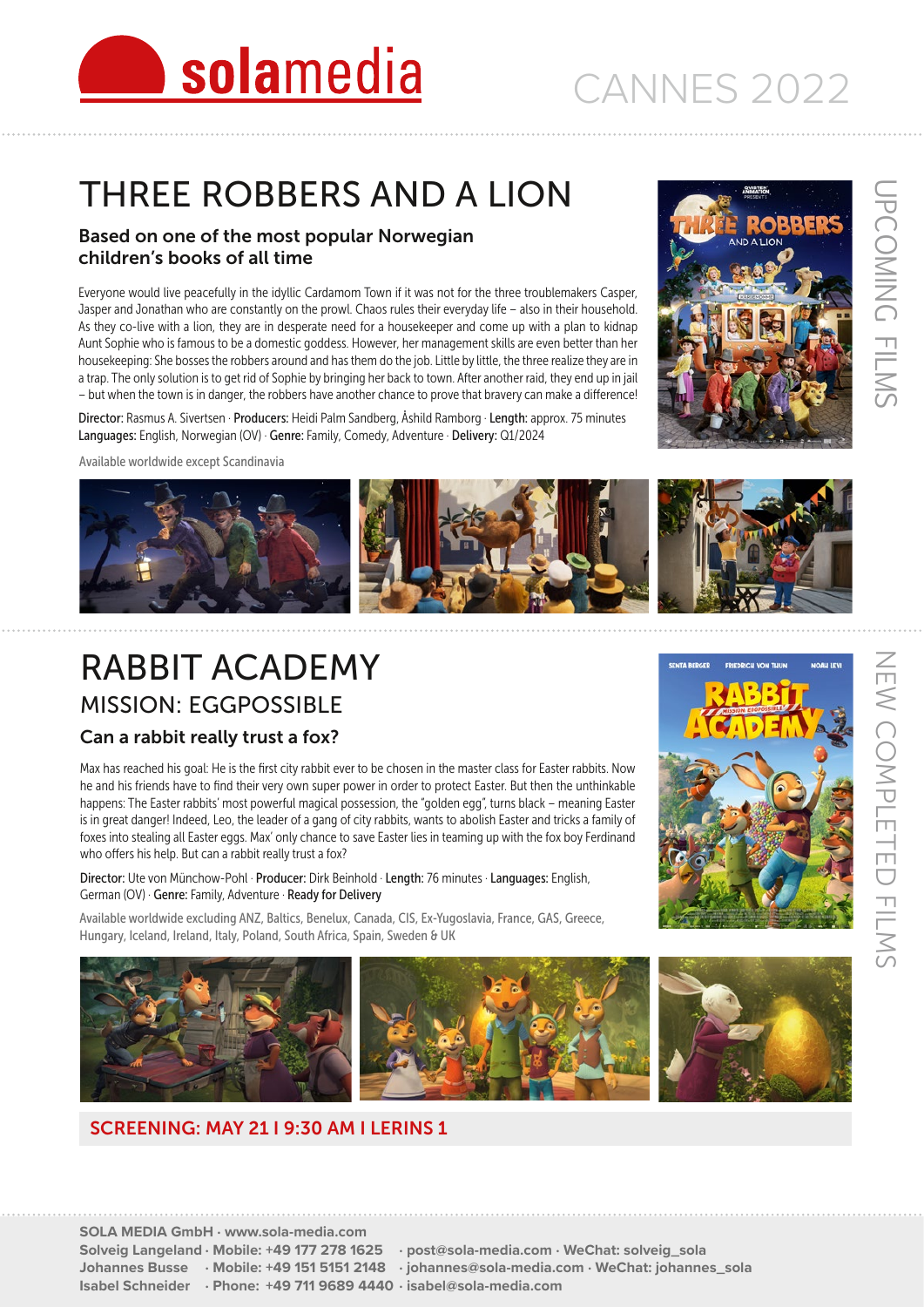# THREE ROBBERS AND A LION

UPCOMING FILMS

### Based on one of the most popular Norwegian children's books of all time

Everyone would live peacefully in the idyllic Cardamom Town if it was not for the three troublemakers Casper, Jasper and Jonathan who are constantly on the prowl. Chaos rules their everyday life – also in their household. As they co-live with a lion, they are in desperate need for a housekeeper and come up with a plan to kidnap Aunt Sophie who is famous to be a domestic goddess. However, her management skills are even better than her housekeeping: She bosses the robbers around and has them do the job. Little by little, the three realize they are in a trap. The only solution is to get rid of Sophie by bringing her back to town. After another raid, they end up in jail – but when the town is in danger, the robbers have another chance to prove that bravery can make a difference!

**Director:** Rasmus A. Sivertsen · **Producers:** Heidi Palm Sandberg, Åshild Ramborg · **Length:** approx. 75 minutes · **Languages:** English, Norwegian (OV) · **Genre:** Family, Comedy, Adventure · **Delivery:** Q1/2024

Available worldwide except Scandinavia

# RABBIT ACADEMY

NEW COMPLETED FILMS

## MISSION: EGGPOSSIBLE

### Can a rabbit really trust a fox?

Max has reached his goal: He is the first city rabbit ever to be chosen in the master class for Easter rabbits. Now he and his friends have to find their very own super power in order to protect Easter. But then the unthinkable happens: The Easter rabbits' most powerful magical possession, the "golden egg", turns black – meaning Easter is in great danger! Indeed, Leo, the leader of a gang of city rabbits, wants to abolish Easter and tricks a family of foxes into stealing all Easter eggs. Max' only chance to save Easter lies in teaming up with the fox boy Ferdinand who offers his help. But can a rabbit really trust a fox?

**Director:** Ute von Münchow-Pohl · **Producer:** Dirk Beinhold · **Length:** 76 minutes · **Languages:** English, German (OV) · **Genre:** Family, Adventure · **Ready for Delivery**

Available worldwide excluding ANZ, Baltics, Benelux, Canada, CIS, Ex-Yugoslavia, France, GAS, Greece, Hungary, Iceland, Ireland, Italy, Poland, South Africa, Spain, Sweden & UK

**SCREENING: MAY 21 I 9:30 AM I LERINS 1**

**SOLA MEDIA GmbH · www.sola-media.com**
**Solveig Langeland · Mobile: +49 177 278 1625 · post@sola-media.com · WeChat: solveig_sola**
**Johannes Busse · Mobile: +49 151 5151 2148 · johannes@sola-media.com · WeChat: johannes_sola**
**Isabel Schneider · Phone: +49 711 9689 4440 · isabel@sola-media.com**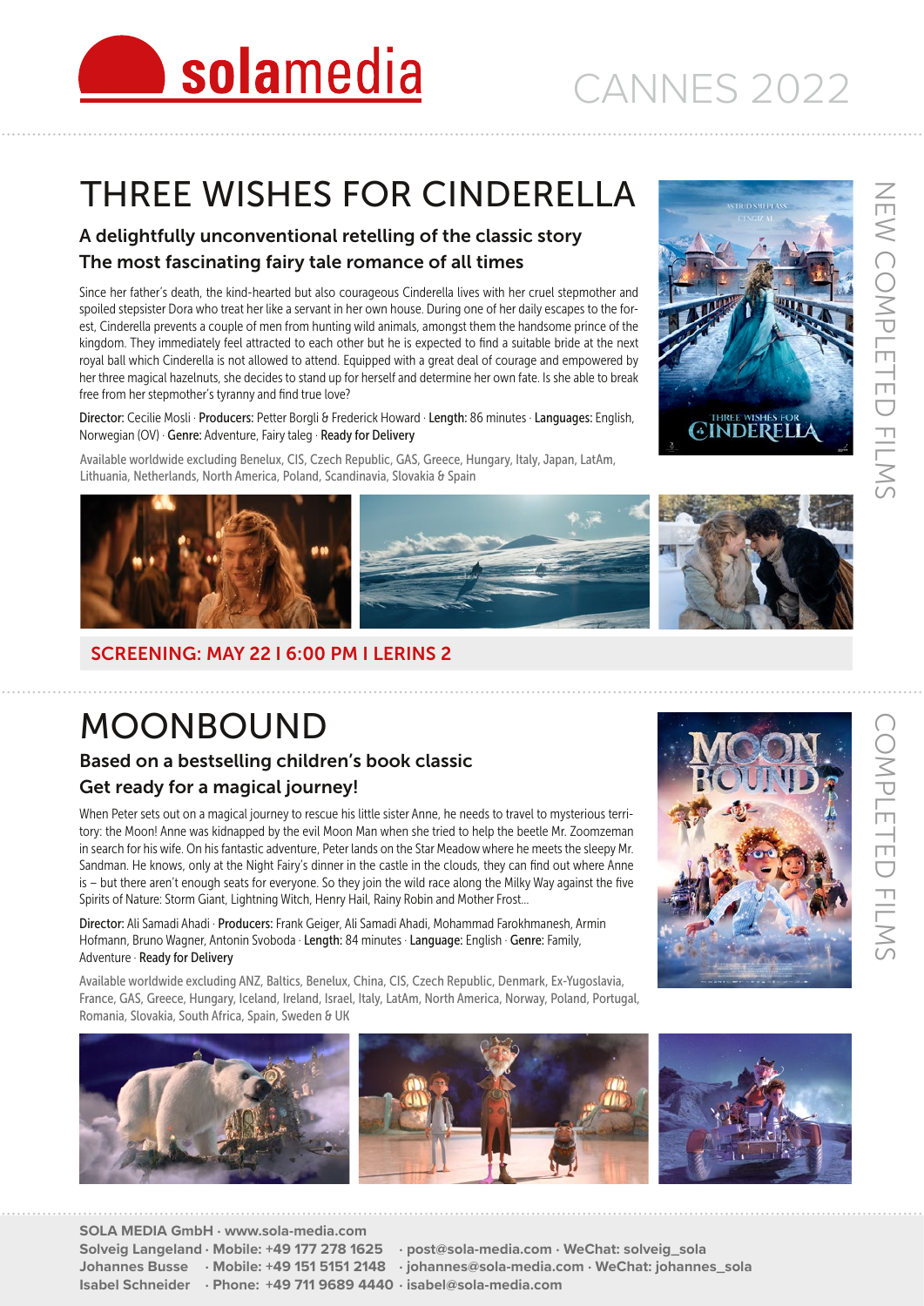# solamedia

CANNES 2022

NEW COMPLETED FILMS

## THREE WISHES FOR CINDERELLA

### A delightfully unconventional retelling of the classic story
### The most fascinating fairy tale romance of all times

Since her father's death, the kind-hearted but also courageous Cinderella lives with her cruel stepmother and spoiled stepsister Dora who treat her like a servant in her own house. During one of her daily escapes to the forest, Cinderella prevents a couple of men from hunting wild animals, amongst them the handsome prince of the kingdom. They immediately feel attracted to each other but he is expected to find a suitable bride at the next royal ball which Cinderella is not allowed to attend. Equipped with a great deal of courage and empowered by her three magical hazelnuts, she decides to stand up for herself and determine her own fate. Is she able to break free from her stepmother's tyranny and find true love?

**Director:** Cecilie Mosli · **Producers:** Petter Borgli & Frederick Howard · **Length:** 86 minutes · **Languages:** English, Norwegian (OV) · **Genre:** Adventure, Fairy taleg · **Ready for Delivery**

Available worldwide excluding Benelux, CIS, Czech Republic, GAS, Greece, Hungary, Italy, Japan, LatAm, Lithuania, Netherlands, North America, Poland, Scandinavia, Slovakia & Spain

**SCREENING: MAY 22 I 6:00 PM I LERINS 2**

COMPLETED FILMS

## MOONBOUND

### Based on a bestselling children's book classic
### Get ready for a magical journey!

When Peter sets out on a magical journey to rescue his little sister Anne, he needs to travel to mysterious territory: the Moon! Anne was kidnapped by the evil Moon Man when she tried to help the beetle Mr. Zoomzeman in search for his wife. On his fantastic adventure, Peter lands on the Star Meadow where he meets the sleepy Mr. Sandman. He knows, only at the Night Fairy's dinner in the castle in the clouds, they can find out where Anne is – but there aren't enough seats for everyone. So they join the wild race along the Milky Way against the five Spirits of Nature: Storm Giant, Lightning Witch, Henry Hail, Rainy Robin and Mother Frost...

**Director:** Ali Samadi Ahadi · **Producers:** Frank Geiger, Ali Samadi Ahadi, Mohammad Farokhmanesh, Armin Hofmann, Bruno Wagner, Antonin Svoboda · **Length:** 84 minutes · **Language:** English · **Genre:** Family, Adventure · **Ready for Delivery**

Available worldwide excluding ANZ, Baltics, Benelux, China, CIS, Czech Republic, Denmark, Ex-Yugoslavia, France, GAS, Greece, Hungary, Iceland, Ireland, Israel, Italy, LatAm, North America, Norway, Poland, Portugal, Romania, Slovakia, South Africa, Spain, Sweden & UK

**SOLA MEDIA GmbH · www.sola-media.com**
**Solveig Langeland · Mobile: +49 177 278 1625 · post@sola-media.com · WeChat: solveig_sola**
**Johannes Busse · Mobile: +49 151 5151 2148 · johannes@sola-media.com · WeChat: johannes_sola**
**Isabel Schneider · Phone: +49 711 9689 4440 · isabel@sola-media.com**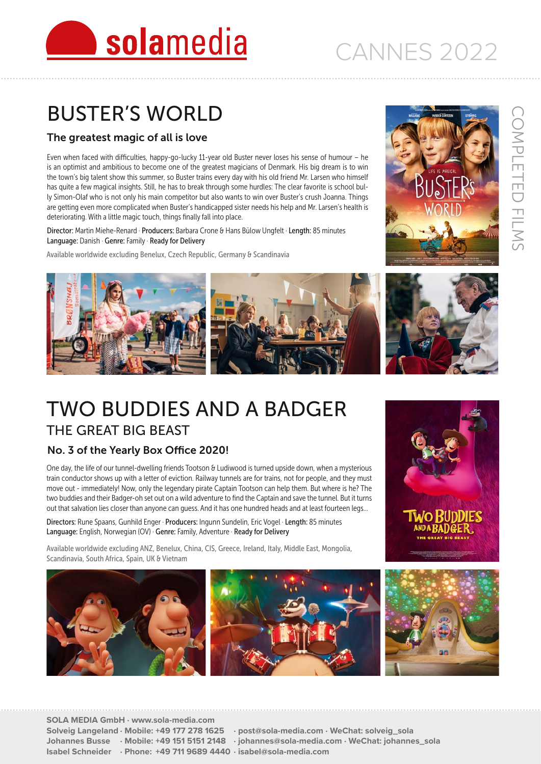# solamedia

CANNES 2022

COMPLETED FILMS

## BUSTER'S WORLD

### The greatest magic of all is love

Even when faced with difficulties, happy-go-lucky 11-year old Buster never loses his sense of humour – he is an optimist and ambitious to become one of the greatest magicians of Denmark. His big dream is to win the town's big talent show this summer, so Buster trains every day with his old friend Mr. Larsen who himself has quite a few magical insights. Still, he has to break through some hurdles: The clear favorite is school bully Simon-Olaf who is not only his main competitor but also wants to win over Buster's crush Joanna. Things are getting even more complicated when Buster's handicapped sister needs his help and Mr. Larsen's health is deteriorating. With a little magic touch, things finally fall into place.

**Director:** Martin Miehe-Renard · **Producers:** Barbara Crone & Hans Bülow Ungfelt · **Length:** 85 minutes
**Language:** Danish · **Genre:** Family · **Ready for Delivery**

Available worldwide excluding Benelux, Czech Republic, Germany & Scandinavia

## TWO BUDDIES AND A BADGER
## THE GREAT BIG BEAST

### No. 3 of the Yearly Box Office 2020!

One day, the life of our tunnel-dwelling friends Tootson & Ludiwood is turned upside down, when a mysterious train conductor shows up with a letter of eviction. Railway tunnels are for trains, not for people, and they must move out - immediately! Now, only the legendary pirate Captain Tootson can help them. But where is he? The two buddies and their Badger-oh set out on a wild adventure to find the Captain and save the tunnel. But it turns out that salvation lies closer than anyone can guess. And it has one hundred heads and at least fourteen legs...

**Directors:** Rune Spaans, Gunhild Enger · **Producers:** Ingunn Sundelin, Eric Vogel · **Length:** 85 minutes
**Language:** English, Norwegian (OV) · **Genre:** Family, Adventure · **Ready for Delivery**

Available worldwide excluding ANZ, Benelux, China, CIS, Greece, Ireland, Italy, Middle East, Mongolia, Scandinavia, South Africa, Spain, UK & Vietnam

**SOLA MEDIA GmbH · www.sola-media.com**
**Solveig Langeland · Mobile: +49 177 278 1625 · post@sola-media.com · WeChat: solveig_sola**
**Johannes Busse · Mobile: +49 151 5151 2148 · johannes@sola-media.com · WeChat: johannes_sola**
**Isabel Schneider · Phone: +49 711 9689 4440 · isabel@sola-media.com**